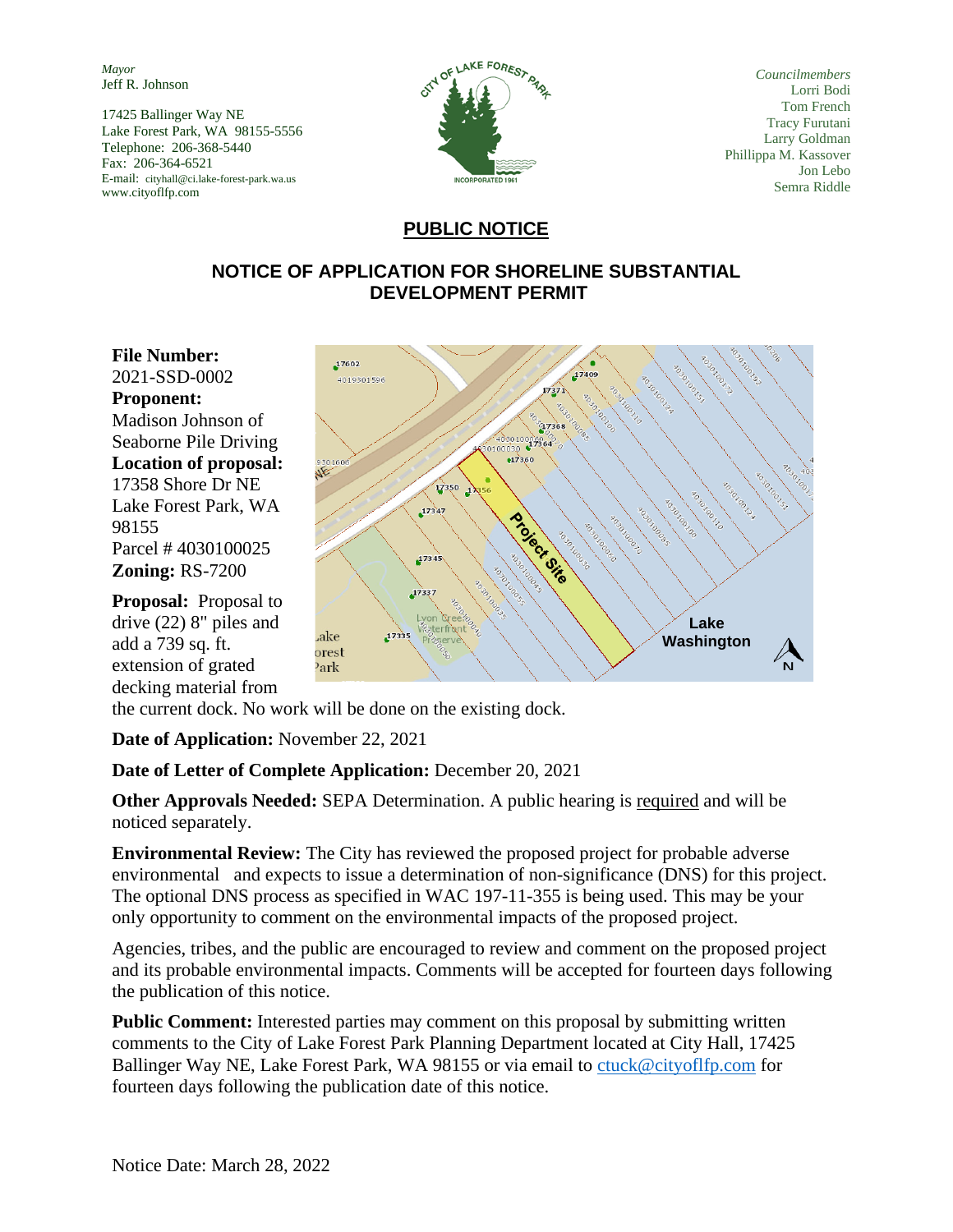*Mayor*
Jeff R. Johnson

17425 Ballinger Way NE
Lake Forest Park, WA 98155-5556
Telephone: 206-368-5440
Fax: 206-364-6521
E-mail: cityhall@ci.lake-forest-park.wa.us
www.cityoflfp.com

CITY OF LAKE FOREST PARK
INCORPORATED 1961

*Councilmembers*
Lorri Bodi
Tom French
Tracy Furutani
Larry Goldman
Phillippa M. Kassover
Jon Lebo
Semra Riddle

# PUBLIC NOTICE

## NOTICE OF APPLICATION FOR SHORELINE SUBSTANTIAL DEVELOPMENT PERMIT

**File Number:** 2021-SSD-0002

**Proponent:** Madison Johnson of Seaborne Pile Driving

**Location of proposal:** 17358 Shore Dr NE Lake Forest Park, WA 98155 Parcel # 4030100025

**Zoning:** RS-7200

**Proposal:** Proposal to drive (22) 8" piles and add a 739 sq. ft. extension of grated decking material from the current dock. No work will be done on the existing dock.

**Date of Application:** November 22, 2021

**Date of Letter of Complete Application:** December 20, 2021

**Other Approvals Needed:** SEPA Determination. A public hearing is required and will be noticed separately.

**Environmental Review:** The City has reviewed the proposed project for probable adverse environmental and expects to issue a determination of non-significance (DNS) for this project. The optional DNS process as specified in WAC 197-11-355 is being used. This may be your only opportunity to comment on the environmental impacts of the proposed project.

Agencies, tribes, and the public are encouraged to review and comment on the proposed project and its probable environmental impacts. Comments will be accepted for fourteen days following the publication of this notice.

**Public Comment:** Interested parties may comment on this proposal by submitting written comments to the City of Lake Forest Park Planning Department located at City Hall, 17425 Ballinger Way NE, Lake Forest Park, WA 98155 or via email to ctuck@cityoflfp.com for fourteen days following the publication date of this notice.

Notice Date: March 28, 2022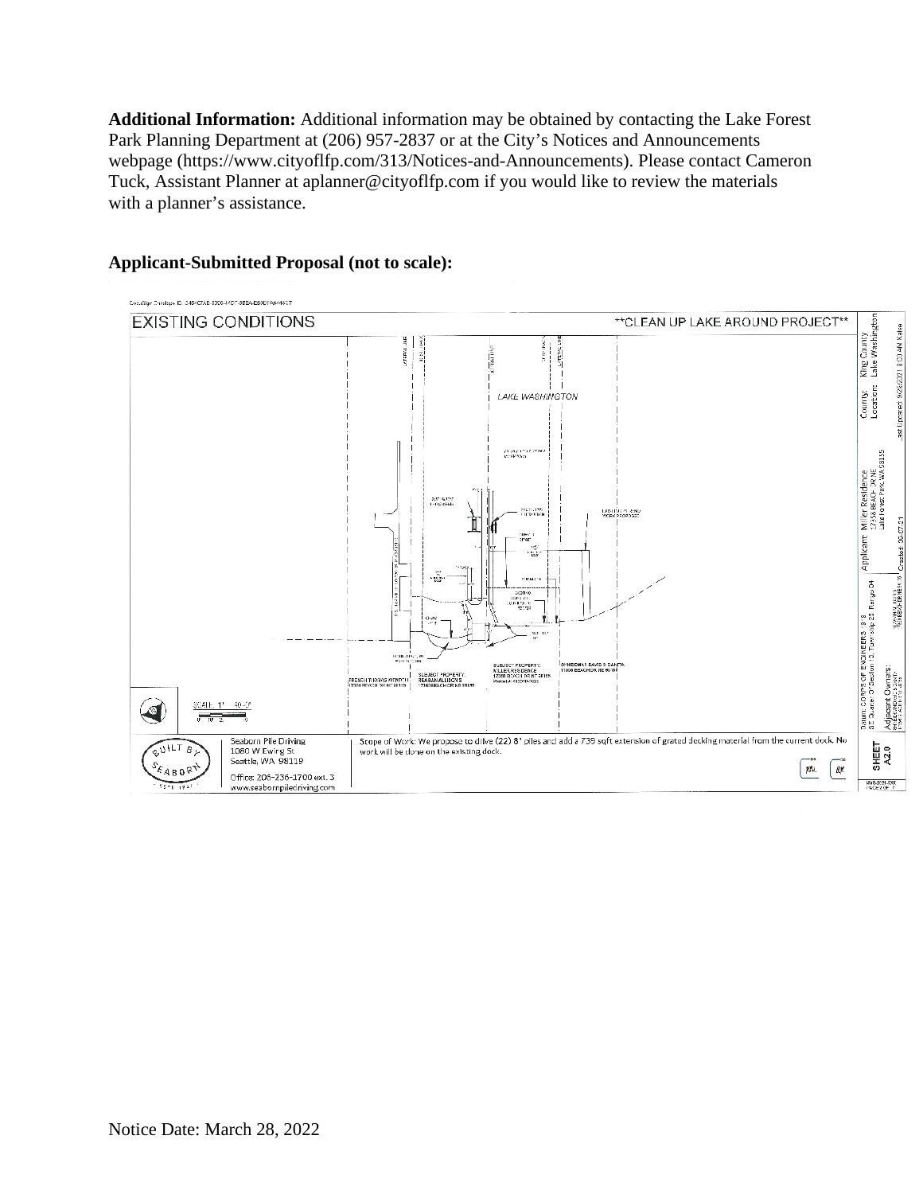**Additional Information:** Additional information may be obtained by contacting the Lake Forest Park Planning Department at (206) 957-2837 or at the City's Notices and Announcements webpage (https://www.cityoflfp.com/313/Notices-and-Announcements). Please contact Cameron Tuck, Assistant Planner at aplanner@cityoflfp.com if you would like to review the materials with a planner's assistance.

**Applicant-Submitted Proposal (not to scale):**

EXISTING CONDITIONS

**CLEAN UP LAKE AROUND PROJECT**

LAKE WASHINGTON

SCALE: 1" = 40'-0"

Seaborn Pile Driving
1060 W Ewing St
Seattle, WA 98119
Office: 206-236-1700 ext. 3
www.seabornpiledriving.com

Scope of Work: We propose to drive (22) 8" piles and add a 739 sqft extension of grated decking material from the current dock. No work will be done on the existing dock.

County: King County
Location: Lake Washington

Applicant: Miller Residence
17358 BEACH DR NE
Lake Forest Park, WA 98155

SHEET A2.0

Notice Date: March 28, 2022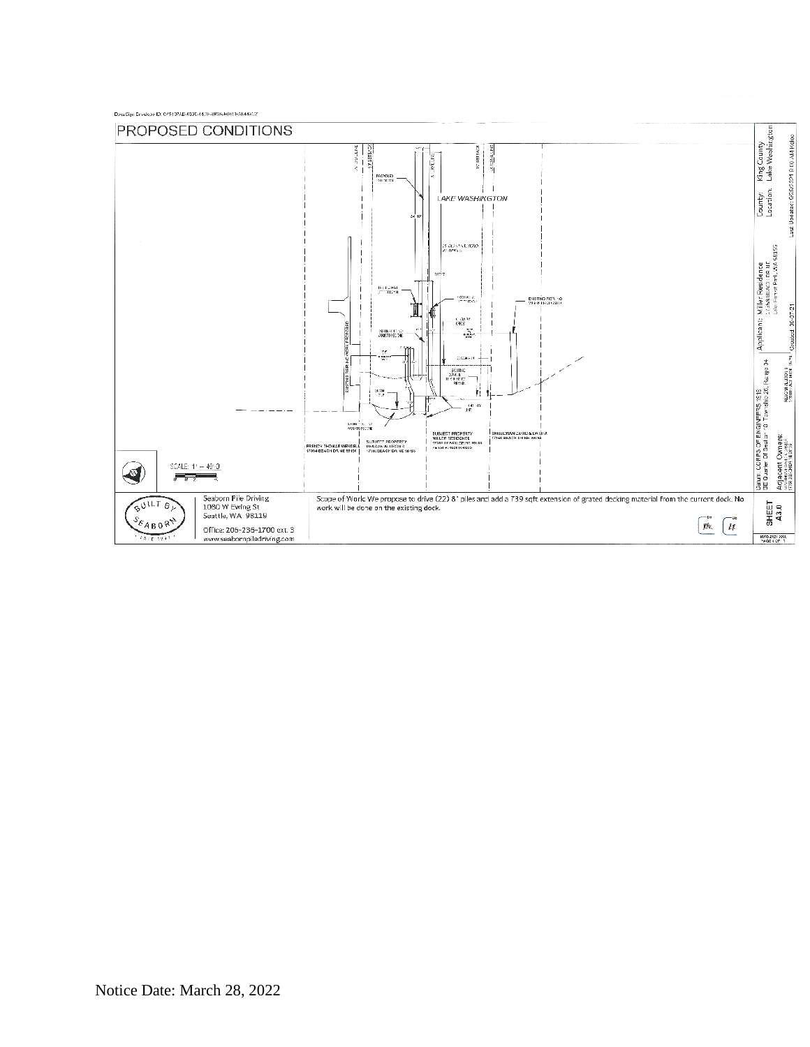DocuSign Envelope ID: C7510AE-4330-4436-8B9A-B01F5A4447

# PROPOSED CONDITIONS

LAKE WASHINGTON

SCALE: 1" = 40'-0

Seaborn Pile Driving
1080 W Ewing St
Seattle, WA 98119
Office: 206-236-1700 ext. 3
www.seabornpiledriving.com

Scope of Work: We propose to drive (22) 8" piles and add a 739 sqft extension of grated decking material from the current dock. No work will be done on the existing dock.

County: King County
Location: Lake Washington

Applicant: Miller Residence

Datum: CORPS OF ENGINEERS

Adjacent Owners:

SHEET A3.0

Notice Date: March 28, 2022